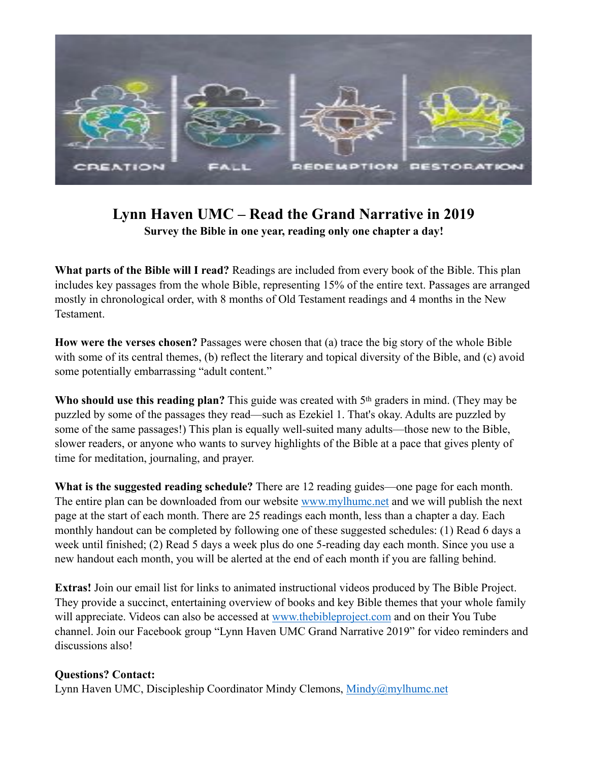# Lynn Haven UMC – Read the Grand Narrative in 2019

**Survey the Bible in one year, reading only one chapter a day!**

**What parts of the Bible will I read?** Readings are included from every book of the Bible. This plan includes key passages from the whole Bible, representing 15% of the entire text. Passages are arranged mostly in chronological order, with 8 months of Old Testament readings and 4 months in the New Testament.

**How were the verses chosen?** Passages were chosen that (a) trace the big story of the whole Bible with some of its central themes, (b) reflect the literary and topical diversity of the Bible, and (c) avoid some potentially embarrassing "adult content."

**Who should use this reading plan?** This guide was created with 5th graders in mind. (They may be puzzled by some of the passages they read—such as Ezekiel 1. That's okay. Adults are puzzled by some of the same passages!) This plan is equally well-suited many adults—those new to the Bible, slower readers, or anyone who wants to survey highlights of the Bible at a pace that gives plenty of time for meditation, journaling, and prayer.

**What is the suggested reading schedule?** There are 12 reading guides—one page for each month. The entire plan can be downloaded from our website www.mylhumc.net and we will publish the next page at the start of each month. There are 25 readings each month, less than a chapter a day. Each monthly handout can be completed by following one of these suggested schedules: (1) Read 6 days a week until finished; (2) Read 5 days a week plus do one 5-reading day each month. Since you use a new handout each month, you will be alerted at the end of each month if you are falling behind.

**Extras!** Join our email list for links to animated instructional videos produced by The Bible Project. They provide a succinct, entertaining overview of books and key Bible themes that your whole family will appreciate. Videos can also be accessed at www.thebibleproject.com and on their You Tube channel. Join our Facebook group "Lynn Haven UMC Grand Narrative 2019" for video reminders and discussions also!

**Questions? Contact:**
Lynn Haven UMC, Discipleship Coordinator Mindy Clemons, Mindy@mylhumc.net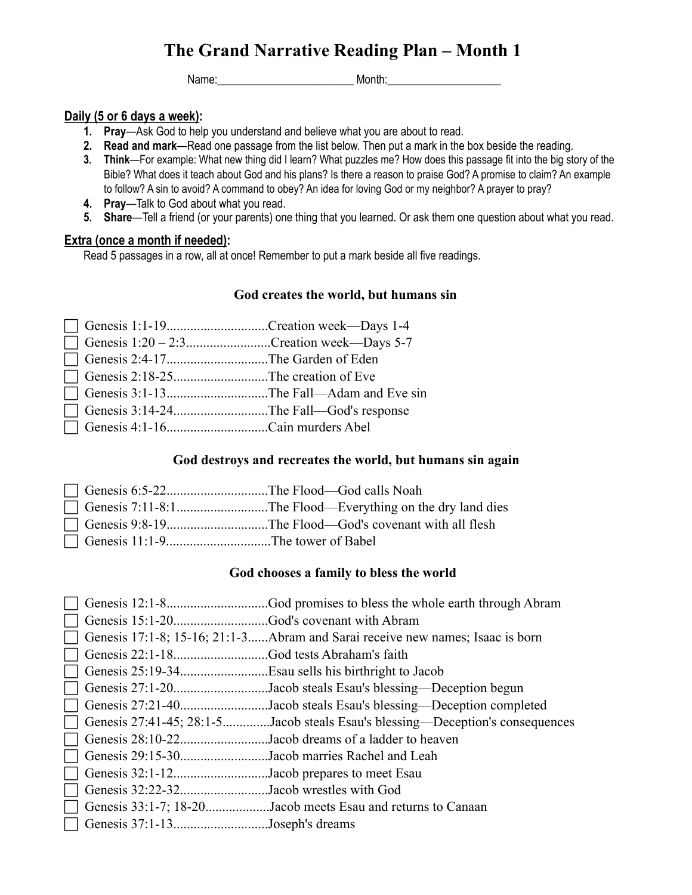# The Grand Narrative Reading Plan – Month 1

Name:________________________ Month:____________________

**Daily (5 or 6 days a week):**

1. **Pray**—Ask God to help you understand and believe what you are about to read.
2. **Read and mark**—Read one passage from the list below. Then put a mark in the box beside the reading.
3. **Think**—For example: What new thing did I learn? What puzzles me? How does this passage fit into the big story of the Bible? What does it teach about God and his plans? Is there a reason to praise God? A promise to claim? An example to follow? A sin to avoid? A command to obey? An idea for loving God or my neighbor? A prayer to pray?
4. **Pray**—Talk to God about what you read.
5. **Share**—Tell a friend (or your parents) one thing that you learned. Or ask them one question about what you read.

**Extra (once a month if needed):**

Read 5 passages in a row, all at once! Remember to put a mark beside all five readings.

### God creates the world, but humans sin

- ☐ Genesis 1:1-19..............................Creation week—Days 1-4
- ☐ Genesis 1:20 – 2:3.........................Creation week—Days 5-7
- ☐ Genesis 2:4-17..............................The Garden of Eden
- ☐ Genesis 2:18-25............................The creation of Eve
- ☐ Genesis 3:1-13..............................The Fall—Adam and Eve sin
- ☐ Genesis 3:14-24............................The Fall—God's response
- ☐ Genesis 4:1-16..............................Cain murders Abel

### God destroys and recreates the world, but humans sin again

- ☐ Genesis 6:5-22..............................The Flood—God calls Noah
- ☐ Genesis 7:11-8:1...........................The Flood—Everything on the dry land dies
- ☐ Genesis 9:8-19..............................The Flood—God's covenant with all flesh
- ☐ Genesis 11:1-9...............................The tower of Babel

### God chooses a family to bless the world

- ☐ Genesis 12:1-8..............................God promises to bless the whole earth through Abram
- ☐ Genesis 15:1-20............................God's covenant with Abram
- ☐ Genesis 17:1-8; 15-16; 21:1-3......Abram and Sarai receive new names; Isaac is born
- ☐ Genesis 22:1-18............................God tests Abraham's faith
- ☐ Genesis 25:19-34..........................Esau sells his birthright to Jacob
- ☐ Genesis 27:1-20............................Jacob steals Esau's blessing—Deception begun
- ☐ Genesis 27:21-40..........................Jacob steals Esau's blessing—Deception completed
- ☐ Genesis 27:41-45; 28:1-5..............Jacob steals Esau's blessing—Deception's consequences
- ☐ Genesis 28:10-22..........................Jacob dreams of a ladder to heaven
- ☐ Genesis 29:15-30..........................Jacob marries Rachel and Leah
- ☐ Genesis 32:1-12............................Jacob prepares to meet Esau
- ☐ Genesis 32:22-32..........................Jacob wrestles with God
- ☐ Genesis 33:1-7; 18-20...................Jacob meets Esau and returns to Canaan
- ☐ Genesis 37:1-13............................Joseph's dreams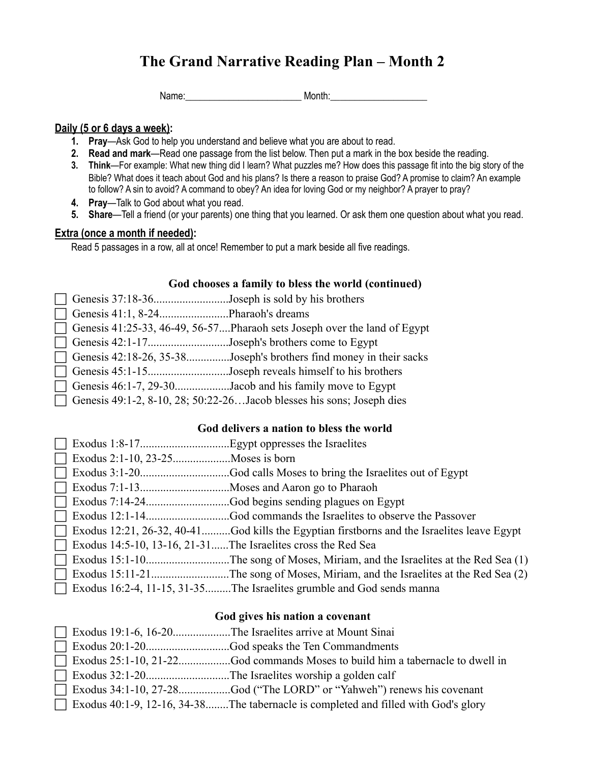# The Grand Narrative Reading Plan – Month 2

Name:________________________ Month:____________________

**Daily (5 or 6 days a week):**

1. **Pray**—Ask God to help you understand and believe what you are about to read.
2. **Read and mark**—Read one passage from the list below. Then put a mark in the box beside the reading.
3. **Think**—For example: What new thing did I learn? What puzzles me? How does this passage fit into the big story of the Bible? What does it teach about God and his plans? Is there a reason to praise God? A promise to claim? An example to follow? A sin to avoid? A command to obey? An idea for loving God or my neighbor? A prayer to pray?
4. **Pray**—Talk to God about what you read.
5. **Share**—Tell a friend (or your parents) one thing that you learned. Or ask them one question about what you read.

**Extra (once a month if needed):**

Read 5 passages in a row, all at once! Remember to put a mark beside all five readings.

### God chooses a family to bless the world (continued)

- ☐ Genesis 37:18-36..........................Joseph is sold by his brothers
- ☐ Genesis 41:1, 8-24........................Pharaoh's dreams
- ☐ Genesis 41:25-33, 46-49, 56-57....Pharaoh sets Joseph over the land of Egypt
- ☐ Genesis 42:1-17............................Joseph's brothers come to Egypt
- ☐ Genesis 42:18-26, 35-38..............Joseph's brothers find money in their sacks
- ☐ Genesis 45:1-15............................Joseph reveals himself to his brothers
- ☐ Genesis 46:1-7, 29-30...................Jacob and his family move to Egypt
- ☐ Genesis 49:1-2, 8-10, 28; 50:22-26…Jacob blesses his sons; Joseph dies

### God delivers a nation to bless the world

- ☐ Exodus 1:8-17...............................Egypt oppresses the Israelites
- ☐ Exodus 2:1-10, 23-25....................Moses is born
- ☐ Exodus 3:1-20...............................God calls Moses to bring the Israelites out of Egypt
- ☐ Exodus 7:1-13...............................Moses and Aaron go to Pharaoh
- ☐ Exodus 7:14-24.............................God begins sending plagues on Egypt
- ☐ Exodus 12:1-14.............................God commands the Israelites to observe the Passover
- ☐ Exodus 12:21, 26-32, 40-41..........God kills the Egyptian firstborns and the Israelites leave Egypt
- ☐ Exodus 14:5-10, 13-16, 21-31......The Israelites cross the Red Sea
- ☐ Exodus 15:1-10.............................The song of Moses, Miriam, and the Israelites at the Red Sea (1)
- ☐ Exodus 15:11-21...........................The song of Moses, Miriam, and the Israelites at the Red Sea (2)
- ☐ Exodus 16:2-4, 11-15, 31-35.........The Israelites grumble and God sends manna

### God gives his nation a covenant

- ☐ Exodus 19:1-6, 16-20....................The Israelites arrive at Mount Sinai
- ☐ Exodus 20:1-20.............................God speaks the Ten Commandments
- ☐ Exodus 25:1-10, 21-22..................God commands Moses to build him a tabernacle to dwell in
- ☐ Exodus 32:1-20.............................The Israelites worship a golden calf
- ☐ Exodus 34:1-10, 27-28..................God ("The LORD" or "Yahweh") renews his covenant
- ☐ Exodus 40:1-9, 12-16, 34-38........The tabernacle is completed and filled with God's glory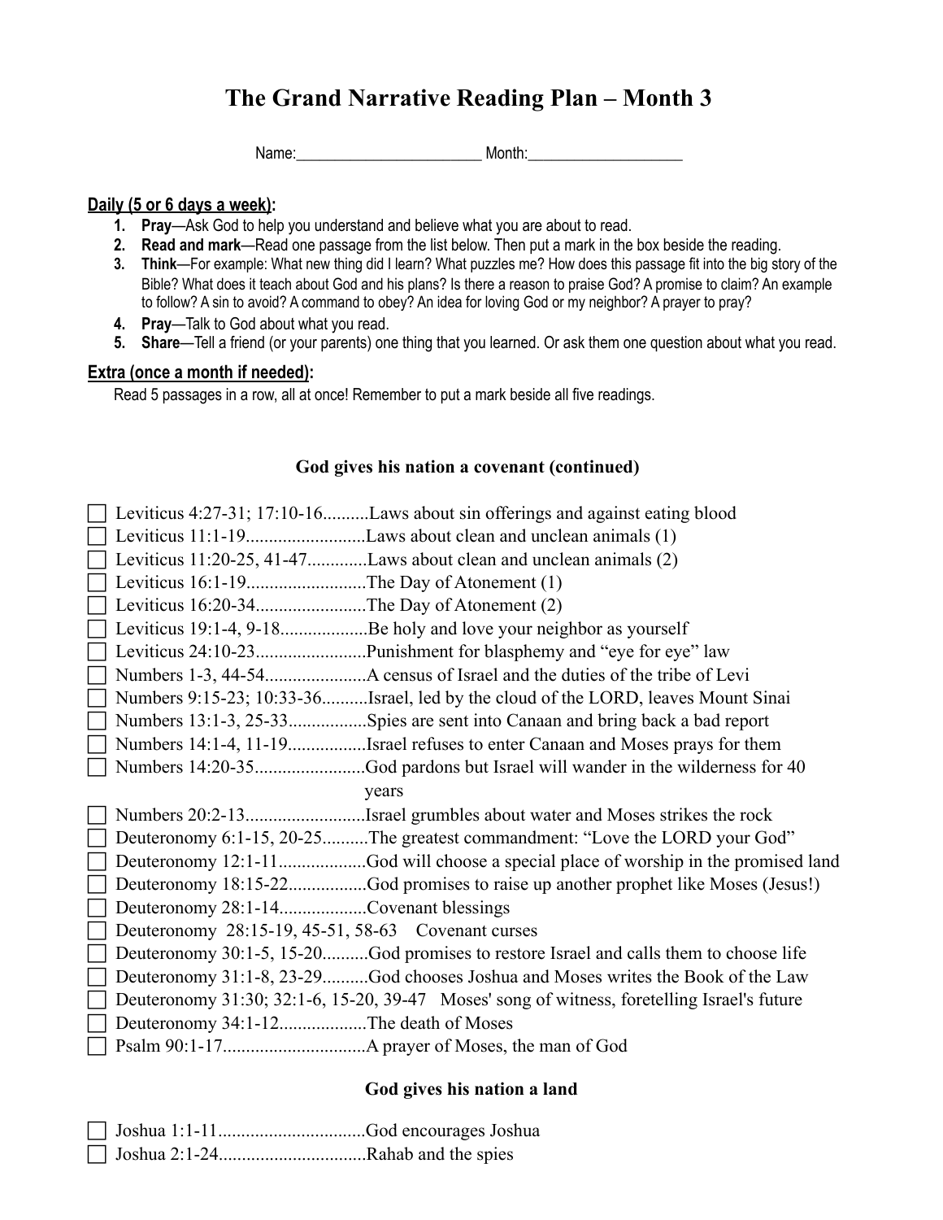# The Grand Narrative Reading Plan – Month 3

Name:________________________ Month:____________________

**Daily (5 or 6 days a week):**

1. **Pray**—Ask God to help you understand and believe what you are about to read.
2. **Read and mark**—Read one passage from the list below. Then put a mark in the box beside the reading.
3. **Think**—For example: What new thing did I learn? What puzzles me? How does this passage fit into the big story of the Bible? What does it teach about God and his plans? Is there a reason to praise God? A promise to claim? An example to follow? A sin to avoid? A command to obey? An idea for loving God or my neighbor? A prayer to pray?
4. **Pray**—Talk to God about what you read.
5. **Share**—Tell a friend (or your parents) one thing that you learned. Or ask them one question about what you read.

**Extra (once a month if needed):**

Read 5 passages in a row, all at once! Remember to put a mark beside all five readings.

### God gives his nation a covenant (continued)

- ☐ Leviticus 4:27-31; 17:10-16..........Laws about sin offerings and against eating blood
- ☐ Leviticus 11:1-19..........................Laws about clean and unclean animals (1)
- ☐ Leviticus 11:20-25, 41-47.............Laws about clean and unclean animals (2)
- ☐ Leviticus 16:1-19..........................The Day of Atonement (1)
- ☐ Leviticus 16:20-34........................The Day of Atonement (2)
- ☐ Leviticus 19:1-4, 9-18...................Be holy and love your neighbor as yourself
- ☐ Leviticus 24:10-23........................Punishment for blasphemy and "eye for eye" law
- ☐ Numbers 1-3, 44-54......................A census of Israel and the duties of the tribe of Levi
- ☐ Numbers 9:15-23; 10:33-36..........Israel, led by the cloud of the LORD, leaves Mount Sinai
- ☐ Numbers 13:1-3, 25-33.................Spies are sent into Canaan and bring back a bad report
- ☐ Numbers 14:1-4, 11-19.................Israel refuses to enter Canaan and Moses prays for them
- ☐ Numbers 14:20-35........................God pardons but Israel will wander in the wilderness for 40 years
- ☐ Numbers 20:2-13..........................Israel grumbles about water and Moses strikes the rock
- ☐ Deuteronomy 6:1-15, 20-25..........The greatest commandment: "Love the LORD your God"
- ☐ Deuteronomy 12:1-11...................God will choose a special place of worship in the promised land
- ☐ Deuteronomy 18:15-22.................God promises to raise up another prophet like Moses (Jesus!)
- ☐ Deuteronomy 28:1-14...................Covenant blessings
- ☐ Deuteronomy 28:15-19, 45-51, 58-63 Covenant curses
- ☐ Deuteronomy 30:1-5, 15-20..........God promises to restore Israel and calls them to choose life
- ☐ Deuteronomy 31:1-8, 23-29..........God chooses Joshua and Moses writes the Book of the Law
- ☐ Deuteronomy 31:30; 32:1-6, 15-20, 39-47 Moses' song of witness, foretelling Israel's future
- ☐ Deuteronomy 34:1-12...................The death of Moses
- ☐ Psalm 90:1-17...............................A prayer of Moses, the man of God

### God gives his nation a land

- ☐ Joshua 1:1-11................................God encourages Joshua
- ☐ Joshua 2:1-24................................Rahab and the spies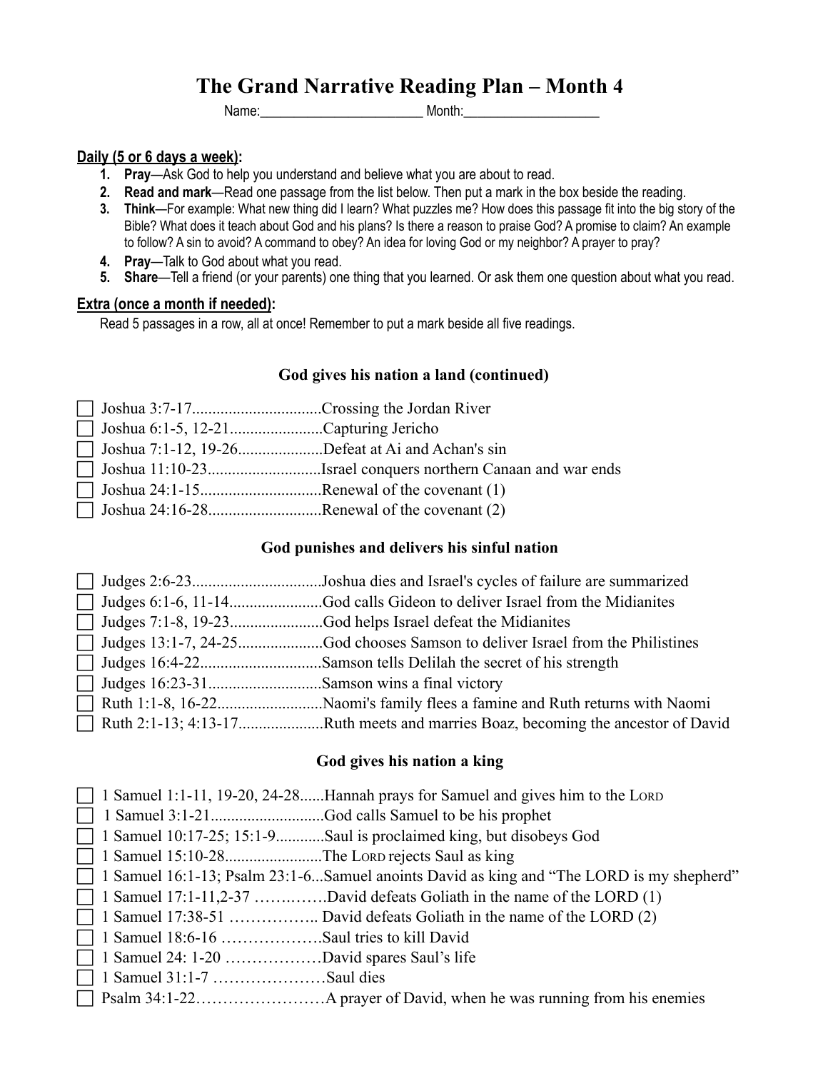# The Grand Narrative Reading Plan – Month 4

Name:________________________ Month:____________________

**Daily (5 or 6 days a week):**

1. **Pray**—Ask God to help you understand and believe what you are about to read.
2. **Read and mark**—Read one passage from the list below. Then put a mark in the box beside the reading.
3. **Think**—For example: What new thing did I learn? What puzzles me? How does this passage fit into the big story of the Bible? What does it teach about God and his plans? Is there a reason to praise God? A promise to claim? An example to follow? A sin to avoid? A command to obey? An idea for loving God or my neighbor? A prayer to pray?
4. **Pray**—Talk to God about what you read.
5. **Share**—Tell a friend (or your parents) one thing that you learned. Or ask them one question about what you read.

**Extra (once a month if needed):**

Read 5 passages in a row, all at once! Remember to put a mark beside all five readings.

### God gives his nation a land (continued)

- ☐ Joshua 3:7-17................................Crossing the Jordan River
- ☐ Joshua 6:1-5, 12-21.......................Capturing Jericho
- ☐ Joshua 7:1-12, 19-26.....................Defeat at Ai and Achan's sin
- ☐ Joshua 11:10-23............................Israel conquers northern Canaan and war ends
- ☐ Joshua 24:1-15..............................Renewal of the covenant (1)
- ☐ Joshua 24:16-28............................Renewal of the covenant (2)

### God punishes and delivers his sinful nation

- ☐ Judges 2:6-23................................Joshua dies and Israel's cycles of failure are summarized
- ☐ Judges 6:1-6, 11-14.......................God calls Gideon to deliver Israel from the Midianites
- ☐ Judges 7:1-8, 19-23.......................God helps Israel defeat the Midianites
- ☐ Judges 13:1-7, 24-25.....................God chooses Samson to deliver Israel from the Philistines
- ☐ Judges 16:4-22..............................Samson tells Delilah the secret of his strength
- ☐ Judges 16:23-31............................Samson wins a final victory
- ☐ Ruth 1:1-8, 16-22..........................Naomi's family flees a famine and Ruth returns with Naomi
- ☐ Ruth 2:1-13; 4:13-17.....................Ruth meets and marries Boaz, becoming the ancestor of David

### God gives his nation a king

- ☐ 1 Samuel 1:1-11, 19-20, 24-28......Hannah prays for Samuel and gives him to the LORD
- ☐ 1 Samuel 3:1-21............................God calls Samuel to be his prophet
- ☐ 1 Samuel 10:17-25; 15:1-9............Saul is proclaimed king, but disobeys God
- ☐ 1 Samuel 15:10-28........................The LORD rejects Saul as king
- ☐ 1 Samuel 16:1-13; Psalm 23:1-6...Samuel anoints David as king and "The LORD is my shepherd"
- ☐ 1 Samuel 17:1-11,2-37 …….…….David defeats Goliath in the name of the LORD (1)
- ☐ 1 Samuel 17:38-51 …………….. David defeats Goliath in the name of the LORD (2)
- ☐ 1 Samuel 18:6-16 ……………….Saul tries to kill David
- ☐ 1 Samuel 24: 1-20 ………………David spares Saul's life
- ☐ 1 Samuel 31:1-7 …………………Saul dies
- ☐ Psalm 34:1-22……………………A prayer of David, when he was running from his enemies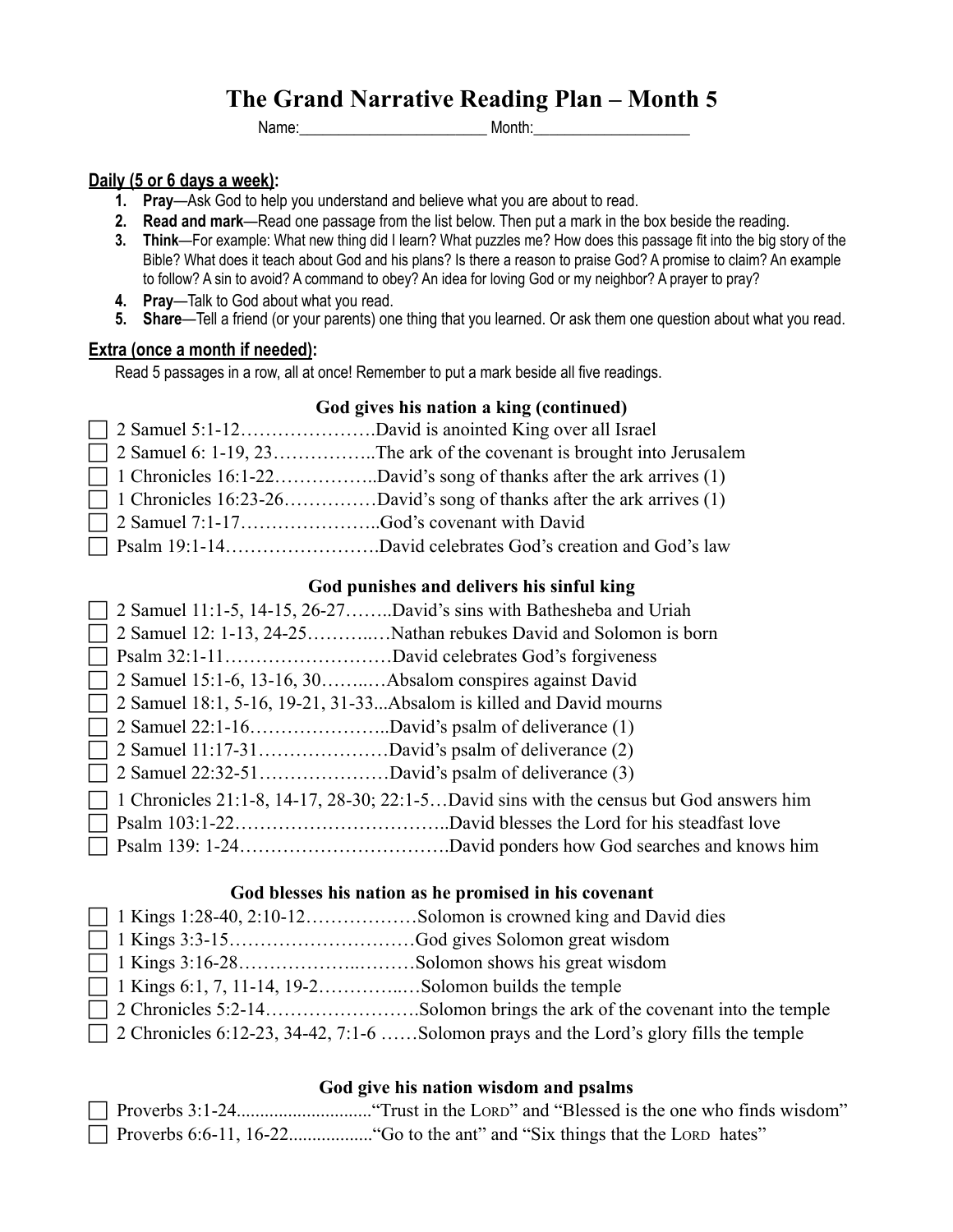# The Grand Narrative Reading Plan – Month 5

Name:________________________ Month:____________________

**Daily (5 or 6 days a week):**

1. **Pray**—Ask God to help you understand and believe what you are about to read.
2. **Read and mark**—Read one passage from the list below. Then put a mark in the box beside the reading.
3. **Think**—For example: What new thing did I learn? What puzzles me? How does this passage fit into the big story of the Bible? What does it teach about God and his plans? Is there a reason to praise God? A promise to claim? An example to follow? A sin to avoid? A command to obey? An idea for loving God or my neighbor? A prayer to pray?
4. **Pray**—Talk to God about what you read.
5. **Share**—Tell a friend (or your parents) one thing that you learned. Or ask them one question about what you read.

**Extra (once a month if needed):**

Read 5 passages in a row, all at once! Remember to put a mark beside all five readings.

### God gives his nation a king (continued)

- ☐ 2 Samuel 5:1-12…………………..David is anointed King over all Israel
- ☐ 2 Samuel 6: 1-19, 23……………..The ark of the covenant is brought into Jerusalem
- ☐ 1 Chronicles 16:1-22……………..David's song of thanks after the ark arrives (1)
- ☐ 1 Chronicles 16:23-26……………David's song of thanks after the ark arrives (1)
- ☐ 2 Samuel 7:1-17…………………..God's covenant with David
- ☐ Psalm 19:1-14…………………….David celebrates God's creation and God's law

### God punishes and delivers his sinful king

- ☐ 2 Samuel 11:1-5, 14-15, 26-27……..David's sins with Bathesheba and Uriah
- ☐ 2 Samuel 12: 1-13, 24-25………..…Nathan rebukes David and Solomon is born
- ☐ Psalm 32:1-11………………………David celebrates God's forgiveness
- ☐ 2 Samuel 15:1-6, 13-16, 30……..…Absalom conspires against David
- ☐ 2 Samuel 18:1, 5-16, 19-21, 31-33...Absalom is killed and David mourns
- ☐ 2 Samuel 22:1-16…………………..David's psalm of deliverance (1)
- ☐ 2 Samuel 11:17-31…………………David's psalm of deliverance (2)
- ☐ 2 Samuel 22:32-51…………………David's psalm of deliverance (3)
- ☐ 1 Chronicles 21:1-8, 14-17, 28-30; 22:1-5…David sins with the census but God answers him
- ☐ Psalm 103:1-22……………………………..David blesses the Lord for his steadfast love
- ☐ Psalm 139: 1-24…………………………….David ponders how God searches and knows him

### God blesses his nation as he promised in his covenant

- ☐ 1 Kings 1:28-40, 2:10-12………………Solomon is crowned king and David dies
- ☐ 1 Kings 3:3-15…………………………God gives Solomon great wisdom
- ☐ 1 Kings 3:16-28……………….………Solomon shows his great wisdom
- ☐ 1 Kings 6:1, 7, 11-14, 19-2…………..…Solomon builds the temple
- ☐ 2 Chronicles 5:2-14…………………….Solomon brings the ark of the covenant into the temple
- ☐ 2 Chronicles 6:12-23, 34-42, 7:1-6 ……Solomon prays and the Lord's glory fills the temple

### God give his nation wisdom and psalms

- ☐ Proverbs 3:1-24............................"Trust in the LORD" and "Blessed is the one who finds wisdom"
- ☐ Proverbs 6:6-11, 16-22.................."Go to the ant" and "Six things that the LORD hates"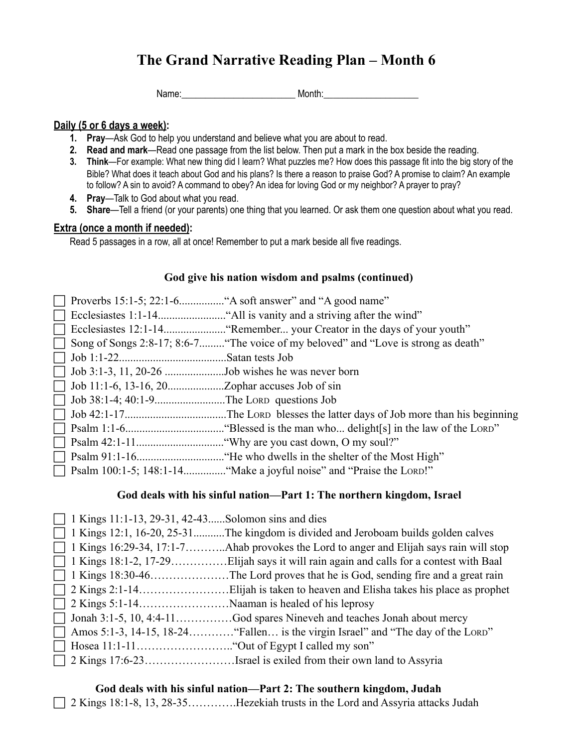# The Grand Narrative Reading Plan – Month 6

Name:________________________ Month:____________________

**Daily (5 or 6 days a week):**

1. **Pray**—Ask God to help you understand and believe what you are about to read.
2. **Read and mark**—Read one passage from the list below. Then put a mark in the box beside the reading.
3. **Think**—For example: What new thing did I learn? What puzzles me? How does this passage fit into the big story of the Bible? What does it teach about God and his plans? Is there a reason to praise God? A promise to claim? An example to follow? A sin to avoid? A command to obey? An idea for loving God or my neighbor? A prayer to pray?
4. **Pray**—Talk to God about what you read.
5. **Share**—Tell a friend (or your parents) one thing that you learned. Or ask them one question about what you read.

**Extra (once a month if needed):**

Read 5 passages in a row, all at once! Remember to put a mark beside all five readings.

### God give his nation wisdom and psalms (continued)

- ☐ Proverbs 15:1-5; 22:1-6................"A soft answer" and "A good name"
- ☐ Ecclesiastes 1:1-14........................"All is vanity and a striving after the wind"
- ☐ Ecclesiastes 12:1-14......................"Remember... your Creator in the days of your youth"
- ☐ Song of Songs 2:8-17; 8:6-7........."The voice of my beloved" and "Love is strong as death"
- ☐ Job 1:1-22......................................Satan tests Job
- ☐ Job 3:1-3, 11, 20-26 .....................Job wishes he was never born
- ☐ Job 11:1-6, 13-16, 20....................Zophar accuses Job of sin
- ☐ Job 38:1-4; 40:1-9.........................The LORD questions Job
- ☐ Job 42:1-17....................................The LORD blesses the latter days of Job more than his beginning
- ☐ Psalm 1:1-6..................................."Blessed is the man who... delight[s] in the law of the LORD"
- ☐ Psalm 42:1-11..............................."Why are you cast down, O my soul?"
- ☐ Psalm 91:1-16..............................."He who dwells in the shelter of the Most High"
- ☐ Psalm 100:1-5; 148:1-14.............."Make a joyful noise" and "Praise the LORD!"

### God deals with his sinful nation—Part 1: The northern kingdom, Israel

- ☐ 1 Kings 11:1-13, 29-31, 42-43......Solomon sins and dies
- ☐ 1 Kings 12:1, 16-20, 25-31...........The kingdom is divided and Jeroboam builds golden calves
- ☐ 1 Kings 16:29-34, 17:1-7………..Ahab provokes the Lord to anger and Elijah says rain will stop
- ☐ 1 Kings 18:1-2, 17-29……………Elijah says it will rain again and calls for a contest with Baal
- ☐ 1 Kings 18:30-46…………………The Lord proves that he is God, sending fire and a great rain
- ☐ 2 Kings 2:1-14……………………Elijah is taken to heaven and Elisha takes his place as prophet
- ☐ 2 Kings 5:1-14……………………Naaman is healed of his leprosy
- ☐ Jonah 3:1-5, 10, 4:4-11……………God spares Nineveh and teaches Jonah about mercy
- ☐ Amos 5:1-3, 14-15, 18-24…………"Fallen… is the virgin Israel" and "The day of the LORD"
- ☐ Hosea 11:1-11…………………….."Out of Egypt I called my son"
- ☐ 2 Kings 17:6-23……………………Israel is exiled from their own land to Assyria

### God deals with his sinful nation—Part 2: The southern kingdom, Judah

- ☐ 2 Kings 18:1-8, 13, 28-35………….Hezekiah trusts in the Lord and Assyria attacks Judah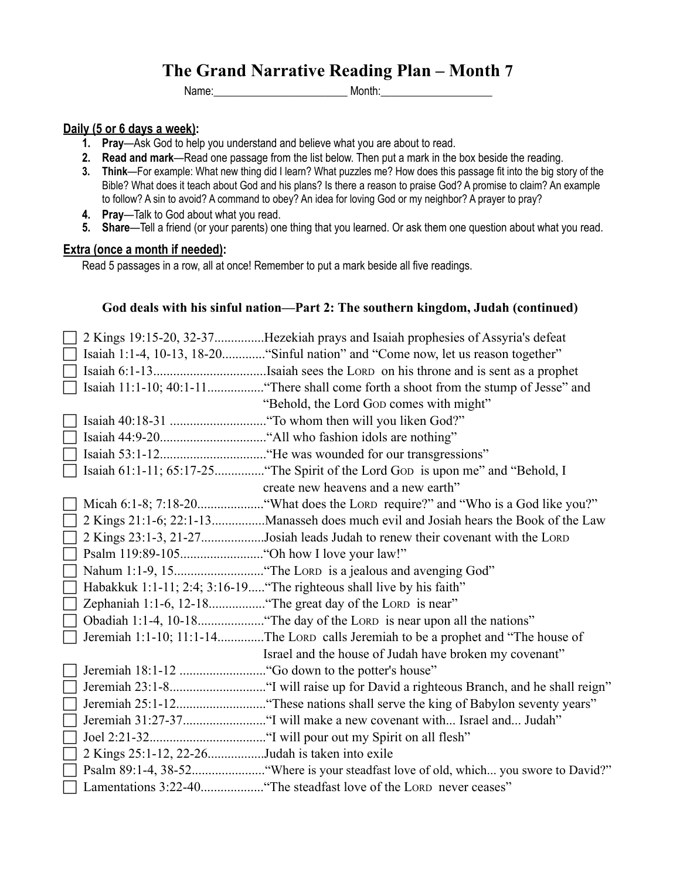# The Grand Narrative Reading Plan – Month 7

Name:________________________ Month:____________________

**Daily (5 or 6 days a week):**

1. **Pray**—Ask God to help you understand and believe what you are about to read.
2. **Read and mark**—Read one passage from the list below. Then put a mark in the box beside the reading.
3. **Think**—For example: What new thing did I learn? What puzzles me? How does this passage fit into the big story of the Bible? What does it teach about God and his plans? Is there a reason to praise God? A promise to claim? An example to follow? A sin to avoid? A command to obey? An idea for loving God or my neighbor? A prayer to pray?
4. **Pray**—Talk to God about what you read.
5. **Share**—Tell a friend (or your parents) one thing that you learned. Or ask them one question about what you read.

**Extra (once a month if needed):**

Read 5 passages in a row, all at once! Remember to put a mark beside all five readings.

### God deals with his sinful nation—Part 2: The southern kingdom, Judah (continued)

- ☐ 2 Kings 19:15-20, 32-37...............Hezekiah prays and Isaiah prophesies of Assyria's defeat
- ☐ Isaiah 1:1-4, 10-13, 18-20.............“Sinful nation” and “Come now, let us reason together”
- ☐ Isaiah 6:1-13..................................Isaiah sees the LORD on his throne and is sent as a prophet
- ☐ Isaiah 11:1-10; 40:1-11.................“There shall come forth a shoot from the stump of Jesse” and “Behold, the Lord GOD comes with might”
- ☐ Isaiah 40:18-31 .............................“To whom then will you liken God?”
- ☐ Isaiah 44:9-20................................“All who fashion idols are nothing”
- ☐ Isaiah 53:1-12................................“He was wounded for our transgressions”
- ☐ Isaiah 61:1-11; 65:17-25...............“The Spirit of the Lord GOD is upon me” and “Behold, I create new heavens and a new earth”
- ☐ Micah 6:1-8; 7:18-20....................“What does the LORD require?” and “Who is a God like you?”
- ☐ 2 Kings 21:1-6; 22:1-13................Manasseh does much evil and Josiah hears the Book of the Law
- ☐ 2 Kings 23:1-3, 21-27...................Josiah leads Judah to renew their covenant with the LORD
- ☐ Psalm 119:89-105.........................“Oh how I love your law!”
- ☐ Nahum 1:1-9, 15...........................“The LORD is a jealous and avenging God”
- ☐ Habakkuk 1:1-11; 2:4; 3:16-19.....“The righteous shall live by his faith”
- ☐ Zephaniah 1:1-6, 12-18.................“The great day of the LORD is near”
- ☐ Obadiah 1:1-4, 10-18....................“The day of the LORD is near upon all the nations”
- ☐ Jeremiah 1:1-10; 11:1-14.............The LORD calls Jeremiah to be a prophet and “The house of Israel and the house of Judah have broken my covenant”
- ☐ Jeremiah 18:1-12 ..........................“Go down to the potter's house”
- ☐ Jeremiah 23:1-8.............................“I will raise up for David a righteous Branch, and he shall reign”
- ☐ Jeremiah 25:1-12...........................“These nations shall serve the king of Babylon seventy years”
- ☐ Jeremiah 31:27-37.........................“I will make a new covenant with... Israel and... Judah”
- ☐ Joel 2:21-32...................................“I will pour out my Spirit on all flesh”
- ☐ 2 Kings 25:1-12, 22-26.................Judah is taken into exile
- ☐ Psalm 89:1-4, 38-52......................“Where is your steadfast love of old, which... you swore to David?”
- ☐ Lamentations 3:22-40...................“The steadfast love of the LORD never ceases”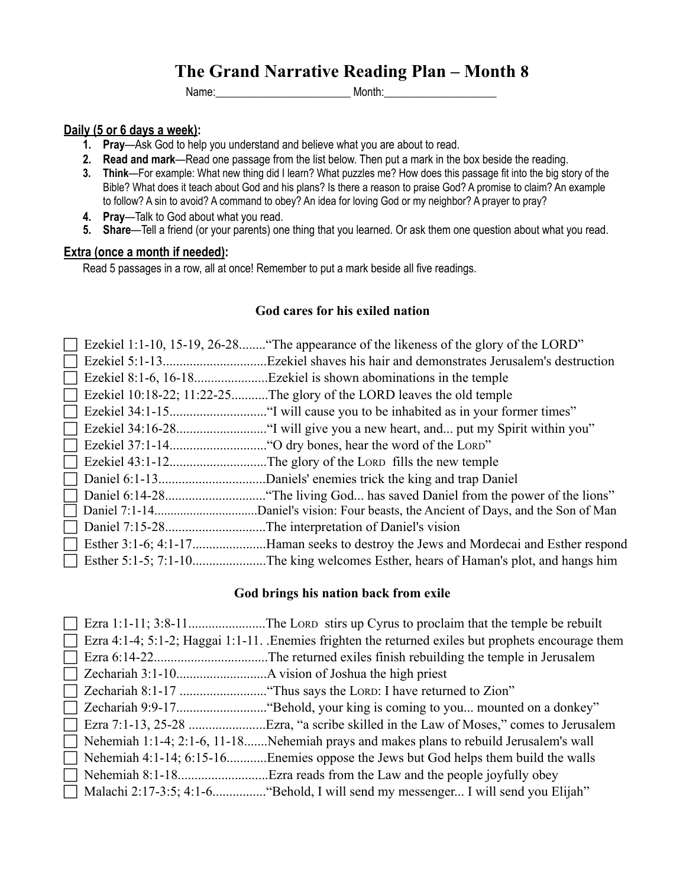# The Grand Narrative Reading Plan – Month 8

Name:________________________ Month:____________________

**Daily (5 or 6 days a week):**

1. **Pray**—Ask God to help you understand and believe what you are about to read.
2. **Read and mark**—Read one passage from the list below. Then put a mark in the box beside the reading.
3. **Think**—For example: What new thing did I learn? What puzzles me? How does this passage fit into the big story of the Bible? What does it teach about God and his plans? Is there a reason to praise God? A promise to claim? An example to follow? A sin to avoid? A command to obey? An idea for loving God or my neighbor? A prayer to pray?
4. **Pray**—Talk to God about what you read.
5. **Share**—Tell a friend (or your parents) one thing that you learned. Or ask them one question about what you read.

**Extra (once a month if needed):**

Read 5 passages in a row, all at once! Remember to put a mark beside all five readings.

### God cares for his exiled nation

- ☐ Ezekiel 1:1-10, 15-19, 26-28........“The appearance of the likeness of the glory of the LORD”
- ☐ Ezekiel 5:1-13...............................Ezekiel shaves his hair and demonstrates Jerusalem's destruction
- ☐ Ezekiel 8:1-6, 16-18......................Ezekiel is shown abominations in the temple
- ☐ Ezekiel 10:18-22; 11:22-25...........The glory of the LORD leaves the old temple
- ☐ Ezekiel 34:1-15.............................“I will cause you to be inhabited as in your former times”
- ☐ Ezekiel 34:16-28...........................“I will give you a new heart, and... put my Spirit within you”
- ☐ Ezekiel 37:1-14.............................“O dry bones, hear the word of the LORD”
- ☐ Ezekiel 43:1-12.............................The glory of the LORD fills the new temple
- ☐ Daniel 6:1-13................................Daniels' enemies trick the king and trap Daniel
- ☐ Daniel 6:14-28..............................“The living God... has saved Daniel from the power of the lions”
- ☐ Daniel 7:1-14...............................Daniel's vision: Four beasts, the Ancient of Days, and the Son of Man
- ☐ Daniel 7:15-28..............................The interpretation of Daniel's vision
- ☐ Esther 3:1-6; 4:1-17......................Haman seeks to destroy the Jews and Mordecai and Esther respond
- ☐ Esther 5:1-5; 7:1-10......................The king welcomes Esther, hears of Haman's plot, and hangs him

### God brings his nation back from exile

- ☐ Ezra 1:1-11; 3:8-11.......................The LORD stirs up Cyrus to proclaim that the temple be rebuilt
- ☐ Ezra 4:1-4; 5:1-2; Haggai 1:1-11. .Enemies frighten the returned exiles but prophets encourage them
- ☐ Ezra 6:14-22.................................The returned exiles finish rebuilding the temple in Jerusalem
- ☐ Zechariah 3:1-10...........................A vision of Joshua the high priest
- ☐ Zechariah 8:1-17 ..........................“Thus says the LORD: I have returned to Zion”
- ☐ Zechariah 9:9-17...........................“Behold, your king is coming to you... mounted on a donkey”
- ☐ Ezra 7:1-13, 25-28 .......................Ezra, “a scribe skilled in the Law of Moses,” comes to Jerusalem
- ☐ Nehemiah 1:1-4; 2:1-6, 11-18.......Nehemiah prays and makes plans to rebuild Jerusalem's wall
- ☐ Nehemiah 4:1-14; 6:15-16............Enemies oppose the Jews but God helps them build the walls
- ☐ Nehemiah 8:1-18...........................Ezra reads from the Law and the people joyfully obey
- ☐ Malachi 2:17-3:5; 4:1-6................“Behold, I will send my messenger... I will send you Elijah”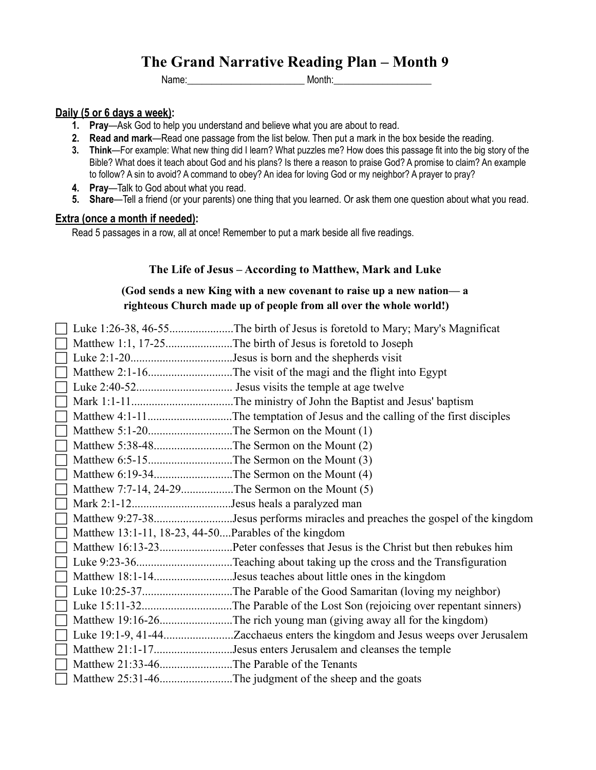# The Grand Narrative Reading Plan – Month 9

Name:________________________ Month:____________________

**Daily (5 or 6 days a week):**

1. **Pray**—Ask God to help you understand and believe what you are about to read.
2. **Read and mark**—Read one passage from the list below. Then put a mark in the box beside the reading.
3. **Think**—For example: What new thing did I learn? What puzzles me? How does this passage fit into the big story of the Bible? What does it teach about God and his plans? Is there a reason to praise God? A promise to claim? An example to follow? A sin to avoid? A command to obey? An idea for loving God or my neighbor? A prayer to pray?
4. **Pray**—Talk to God about what you read.
5. **Share**—Tell a friend (or your parents) one thing that you learned. Or ask them one question about what you read.

**Extra (once a month if needed):**

Read 5 passages in a row, all at once! Remember to put a mark beside all five readings.

**The Life of Jesus – According to Matthew, Mark and Luke**

**(God sends a new King with a new covenant to raise up a new nation— a righteous Church made up of people from all over the whole world!)**

- ☐ Luke 1:26-38, 46-55......................The birth of Jesus is foretold to Mary; Mary's Magnificat
- ☐ Matthew 1:1, 17-25.......................The birth of Jesus is foretold to Joseph
- ☐ Luke 2:1-20...................................Jesus is born and the shepherds visit
- ☐ Matthew 2:1-16.............................The visit of the magi and the flight into Egypt
- ☐ Luke 2:40-52................................. Jesus visits the temple at age twelve
- ☐ Mark 1:1-11...................................The ministry of John the Baptist and Jesus' baptism
- ☐ Matthew 4:1-11.............................The temptation of Jesus and the calling of the first disciples
- ☐ Matthew 5:1-20.............................The Sermon on the Mount (1)
- ☐ Matthew 5:38-48...........................The Sermon on the Mount (2)
- ☐ Matthew 6:5-15.............................The Sermon on the Mount (3)
- ☐ Matthew 6:19-34...........................The Sermon on the Mount (4)
- ☐ Matthew 7:7-14, 24-29..................The Sermon on the Mount (5)
- ☐ Mark 2:1-12..................................Jesus heals a paralyzed man
- ☐ Matthew 9:27-38...........................Jesus performs miracles and preaches the gospel of the kingdom
- ☐ Matthew 13:1-11, 18-23, 44-50....Parables of the kingdom
- ☐ Matthew 16:13-23.........................Peter confesses that Jesus is the Christ but then rebukes him
- ☐ Luke 9:23-36.................................Teaching about taking up the cross and the Transfiguration
- ☐ Matthew 18:1-14...........................Jesus teaches about little ones in the kingdom
- ☐ Luke 10:25-37...............................The Parable of the Good Samaritan (loving my neighbor)
- ☐ Luke 15:11-32...............................The Parable of the Lost Son (rejoicing over repentant sinners)
- ☐ Matthew 19:16-26.........................The rich young man (giving away all for the kingdom)
- ☐ Luke 19:1-9, 41-44........................Zacchaeus enters the kingdom and Jesus weeps over Jerusalem
- ☐ Matthew 21:1-17...........................Jesus enters Jerusalem and cleanses the temple
- ☐ Matthew 21:33-46.........................The Parable of the Tenants
- ☐ Matthew 25:31-46.........................The judgment of the sheep and the goats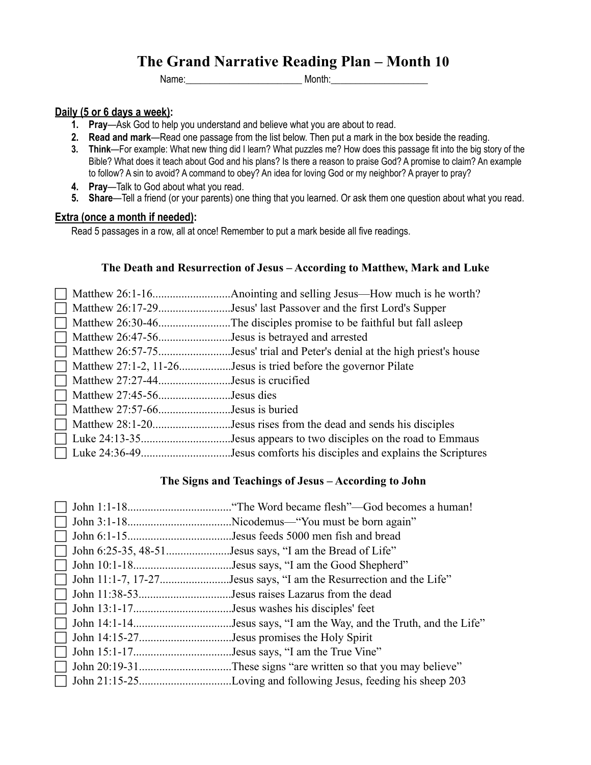# The Grand Narrative Reading Plan – Month 10

Name:________________________ Month:____________________

**Daily (5 or 6 days a week):**

1. **Pray**—Ask God to help you understand and believe what you are about to read.
2. **Read and mark**—Read one passage from the list below. Then put a mark in the box beside the reading.
3. **Think**—For example: What new thing did I learn? What puzzles me? How does this passage fit into the big story of the Bible? What does it teach about God and his plans? Is there a reason to praise God? A promise to claim? An example to follow? A sin to avoid? A command to obey? An idea for loving God or my neighbor? A prayer to pray?
4. **Pray**—Talk to God about what you read.
5. **Share**—Tell a friend (or your parents) one thing that you learned. Or ask them one question about what you read.

**Extra (once a month if needed):**

Read 5 passages in a row, all at once! Remember to put a mark beside all five readings.

### The Death and Resurrection of Jesus – According to Matthew, Mark and Luke

- ☐ Matthew 26:1-16...........................Anointing and selling Jesus—How much is he worth?
- ☐ Matthew 26:17-29.........................Jesus' last Passover and the first Lord's Supper
- ☐ Matthew 26:30-46.........................The disciples promise to be faithful but fall asleep
- ☐ Matthew 26:47-56.........................Jesus is betrayed and arrested
- ☐ Matthew 26:57-75.........................Jesus' trial and Peter's denial at the high priest's house
- ☐ Matthew 27:1-2, 11-26..................Jesus is tried before the governor Pilate
- ☐ Matthew 27:27-44.........................Jesus is crucified
- ☐ Matthew 27:45-56.........................Jesus dies
- ☐ Matthew 27:57-66.........................Jesus is buried
- ☐ Matthew 28:1-20...........................Jesus rises from the dead and sends his disciples
- ☐ Luke 24:13-35...............................Jesus appears to two disciples on the road to Emmaus
- ☐ Luke 24:36-49...............................Jesus comforts his disciples and explains the Scriptures

### The Signs and Teachings of Jesus – According to John

- ☐ John 1:1-18....................................."The Word became flesh"—God becomes a human!
- ☐ John 3:1-18....................................Nicodemus—"You must be born again"
- ☐ John 6:1-15....................................Jesus feeds 5000 men fish and bread
- ☐ John 6:25-35, 48-51......................Jesus says, "I am the Bread of Life"
- ☐ John 10:1-18..................................Jesus says, "I am the Good Shepherd"
- ☐ John 11:1-7, 17-27........................Jesus says, "I am the Resurrection and the Life"
- ☐ John 11:38-53................................Jesus raises Lazarus from the dead
- ☐ John 13:1-17..................................Jesus washes his disciples' feet
- ☐ John 14:1-14..................................Jesus says, "I am the Way, and the Truth, and the Life"
- ☐ John 14:15-27................................Jesus promises the Holy Spirit
- ☐ John 15:1-17..................................Jesus says, "I am the True Vine"
- ☐ John 20:19-31................................These signs "are written so that you may believe"
- ☐ John 21:15-25................................Loving and following Jesus, feeding his sheep 203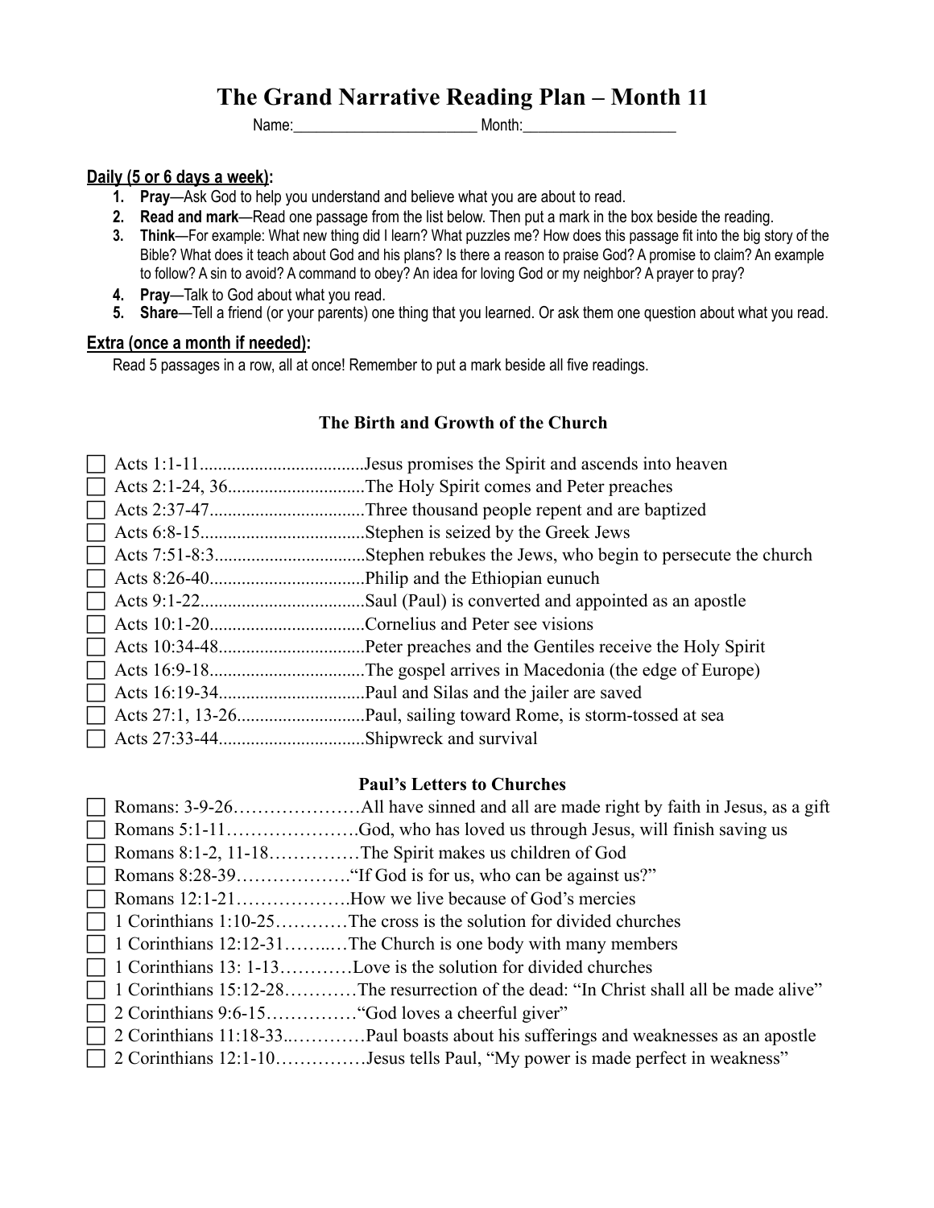# The Grand Narrative Reading Plan – Month 11

Name:________________________ Month:____________________

**Daily (5 or 6 days a week):**

1. **Pray**—Ask God to help you understand and believe what you are about to read.
2. **Read and mark**—Read one passage from the list below. Then put a mark in the box beside the reading.
3. **Think**—For example: What new thing did I learn? What puzzles me? How does this passage fit into the big story of the Bible? What does it teach about God and his plans? Is there a reason to praise God? A promise to claim? An example to follow? A sin to avoid? A command to obey? An idea for loving God or my neighbor? A prayer to pray?
4. **Pray**—Talk to God about what you read.
5. **Share**—Tell a friend (or your parents) one thing that you learned. Or ask them one question about what you read.

**Extra (once a month if needed):**

Read 5 passages in a row, all at once! Remember to put a mark beside all five readings.

### The Birth and Growth of the Church

- ☐ Acts 1:1-11....................................Jesus promises the Spirit and ascends into heaven
- ☐ Acts 2:1-24, 36..............................The Holy Spirit comes and Peter preaches
- ☐ Acts 2:37-47..................................Three thousand people repent and are baptized
- ☐ Acts 6:8-15....................................Stephen is seized by the Greek Jews
- ☐ Acts 7:51-8:3.................................Stephen rebukes the Jews, who begin to persecute the church
- ☐ Acts 8:26-40..................................Philip and the Ethiopian eunuch
- ☐ Acts 9:1-22....................................Saul (Paul) is converted and appointed as an apostle
- ☐ Acts 10:1-20..................................Cornelius and Peter see visions
- ☐ Acts 10:34-48................................Peter preaches and the Gentiles receive the Holy Spirit
- ☐ Acts 16:9-18..................................The gospel arrives in Macedonia (the edge of Europe)
- ☐ Acts 16:19-34................................Paul and Silas and the jailer are saved
- ☐ Acts 27:1, 13-26............................Paul, sailing toward Rome, is storm-tossed at sea
- ☐ Acts 27:33-44................................Shipwreck and survival

### Paul's Letters to Churches

- ☐ Romans: 3-9-26…………………All have sinned and all are made right by faith in Jesus, as a gift
- ☐ Romans 5:1-11………………….God, who has loved us through Jesus, will finish saving us
- ☐ Romans 8:1-2, 11-18……………The Spirit makes us children of God
- ☐ Romans 8:28-39……………….."If God is for us, who can be against us?"
- ☐ Romans 12:1-21……………….How we live because of God's mercies
- ☐ 1 Corinthians 1:10-25…………The cross is the solution for divided churches
- ☐ 1 Corinthians 12:12-31……..…The Church is one body with many members
- ☐ 1 Corinthians 13: 1-13…………Love is the solution for divided churches
- ☐ 1 Corinthians 15:12-28…………The resurrection of the dead: "In Christ shall all be made alive"
- ☐ 2 Corinthians 9:6-15……………"God loves a cheerful giver"
- ☐ 2 Corinthians 11:18-33..…………Paul boasts about his sufferings and weaknesses as an apostle
- ☐ 2 Corinthians 12:1-10……………Jesus tells Paul, "My power is made perfect in weakness"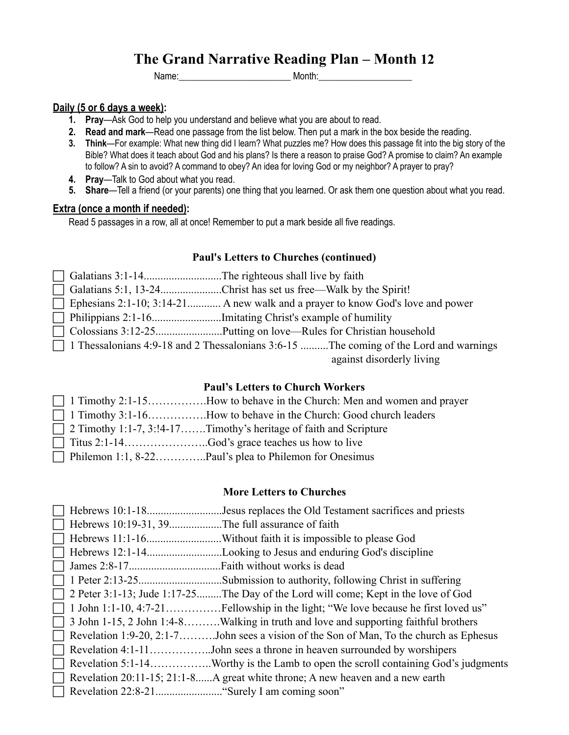# The Grand Narrative Reading Plan – Month 12

Name:________________________ Month:____________________

**Daily (5 or 6 days a week):**

1. **Pray**—Ask God to help you understand and believe what you are about to read.
2. **Read and mark**—Read one passage from the list below. Then put a mark in the box beside the reading.
3. **Think**—For example: What new thing did I learn? What puzzles me? How does this passage fit into the big story of the Bible? What does it teach about God and his plans? Is there a reason to praise God? A promise to claim? An example to follow? A sin to avoid? A command to obey? An idea for loving God or my neighbor? A prayer to pray?
4. **Pray**—Talk to God about what you read.
5. **Share**—Tell a friend (or your parents) one thing that you learned. Or ask them one question about what you read.

**Extra (once a month if needed):**

Read 5 passages in a row, all at once! Remember to put a mark beside all five readings.

### Paul's Letters to Churches (continued)

- [ ] Galatians 3:1-14............................The righteous shall live by faith
- [ ] Galatians 5:1, 13-24......................Christ has set us free—Walk by the Spirit!
- [ ] Ephesians 2:1-10; 3:14-21............ A new walk and a prayer to know God's love and power
- [ ] Philippians 2:1-16.........................Imitating Christ's example of humility
- [ ] Colossians 3:12-25........................Putting on love—Rules for Christian household
- [ ] 1 Thessalonians 4:9-18 and 2 Thessalonians 3:6-15 ..........The coming of the Lord and warnings against disorderly living

### Paul's Letters to Church Workers

- [ ] 1 Timothy 2:1-15…………….How to behave in the Church: Men and women and prayer
- [ ] 1 Timothy 3:1-16…………….How to behave in the Church: Good church leaders
- [ ] 2 Timothy 1:1-7, 3:!4-17…….Timothy's heritage of faith and Scripture
- [ ] Titus 2:1-14…………………..God's grace teaches us how to live
- [ ] Philemon 1:1, 8-22…………..Paul's plea to Philemon for Onesimus

### More Letters to Churches

- [ ] Hebrews 10:1-18...........................Jesus replaces the Old Testament sacrifices and priests
- [ ] Hebrews 10:19-31, 39..................The full assurance of faith
- [ ] Hebrews 11:1-16...........................Without faith it is impossible to please God
- [ ] Hebrews 12:1-14...........................Looking to Jesus and enduring God's discipline
- [ ] James 2:8-17.................................Faith without works is dead
- [ ] 1 Peter 2:13-25..............................Submission to authority, following Christ in suffering
- [ ] 2 Peter 3:1-13; Jude 1:17-25.........The Day of the Lord will come; Kept in the love of God
- [ ] 1 John 1:1-10, 4:7-21……………Fellowship in the light; "We love because he first loved us"
- [ ] 3 John 1-15, 2 John 1:4-8……….Walking in truth and love and supporting faithful brothers
- [ ] Revelation 1:9-20, 2:1-7……….John sees a vision of the Son of Man, To the church as Ephesus
- [ ] Revelation 4:1-11……………..John sees a throne in heaven surrounded by worshipers
- [ ] Revelation 5:1-14……………..Worthy is the Lamb to open the scroll containing God's judgments
- [ ] Revelation 20:11-15; 21:1-8......A great white throne; A new heaven and a new earth
- [ ] Revelation 22:8-21.......................“Surely I am coming soon”